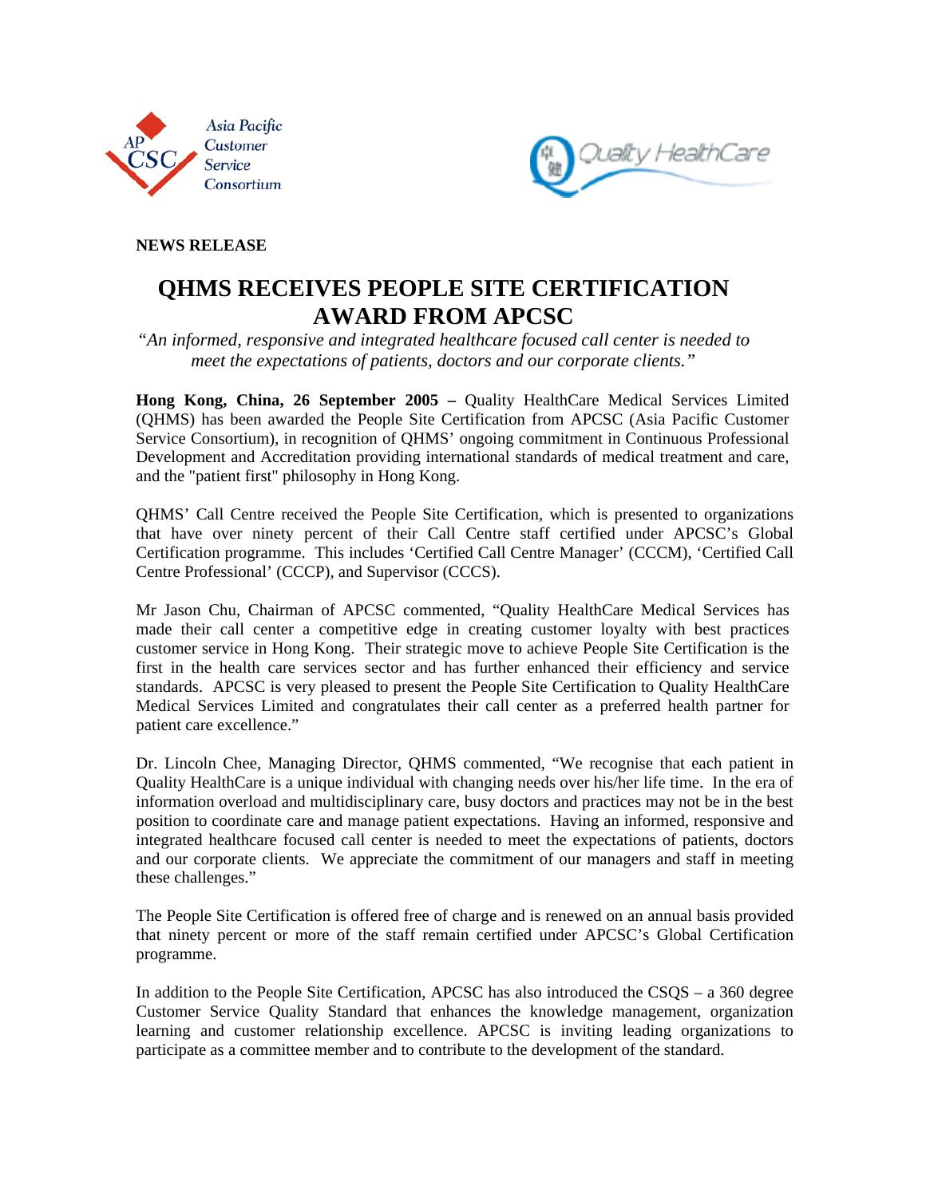**NEWS RELEASE**

# QHMS RECEIVES PEOPLE SITE CERTIFICATION AWARD FROM APCSC

*"An informed, responsive and integrated healthcare focused call center is needed to meet the expectations of patients, doctors and our corporate clients."*

**Hong Kong, China, 26 September 2005 –** Quality HealthCare Medical Services Limited (QHMS) has been awarded the People Site Certification from APCSC (Asia Pacific Customer Service Consortium), in recognition of QHMS' ongoing commitment in Continuous Professional Development and Accreditation providing international standards of medical treatment and care, and the "patient first" philosophy in Hong Kong.

QHMS' Call Centre received the People Site Certification, which is presented to organizations that have over ninety percent of their Call Centre staff certified under APCSC's Global Certification programme. This includes 'Certified Call Centre Manager' (CCCM), 'Certified Call Centre Professional' (CCCP), and Supervisor (CCCS).

Mr Jason Chu, Chairman of APCSC commented, "Quality HealthCare Medical Services has made their call center a competitive edge in creating customer loyalty with best practices customer service in Hong Kong. Their strategic move to achieve People Site Certification is the first in the health care services sector and has further enhanced their efficiency and service standards. APCSC is very pleased to present the People Site Certification to Quality HealthCare Medical Services Limited and congratulates their call center as a preferred health partner for patient care excellence."

Dr. Lincoln Chee, Managing Director, QHMS commented, "We recognise that each patient in Quality HealthCare is a unique individual with changing needs over his/her life time. In the era of information overload and multidisciplinary care, busy doctors and practices may not be in the best position to coordinate care and manage patient expectations. Having an informed, responsive and integrated healthcare focused call center is needed to meet the expectations of patients, doctors and our corporate clients. We appreciate the commitment of our managers and staff in meeting these challenges."

The People Site Certification is offered free of charge and is renewed on an annual basis provided that ninety percent or more of the staff remain certified under APCSC's Global Certification programme.

In addition to the People Site Certification, APCSC has also introduced the CSQS – a 360 degree Customer Service Quality Standard that enhances the knowledge management, organization learning and customer relationship excellence. APCSC is inviting leading organizations to participate as a committee member and to contribute to the development of the standard.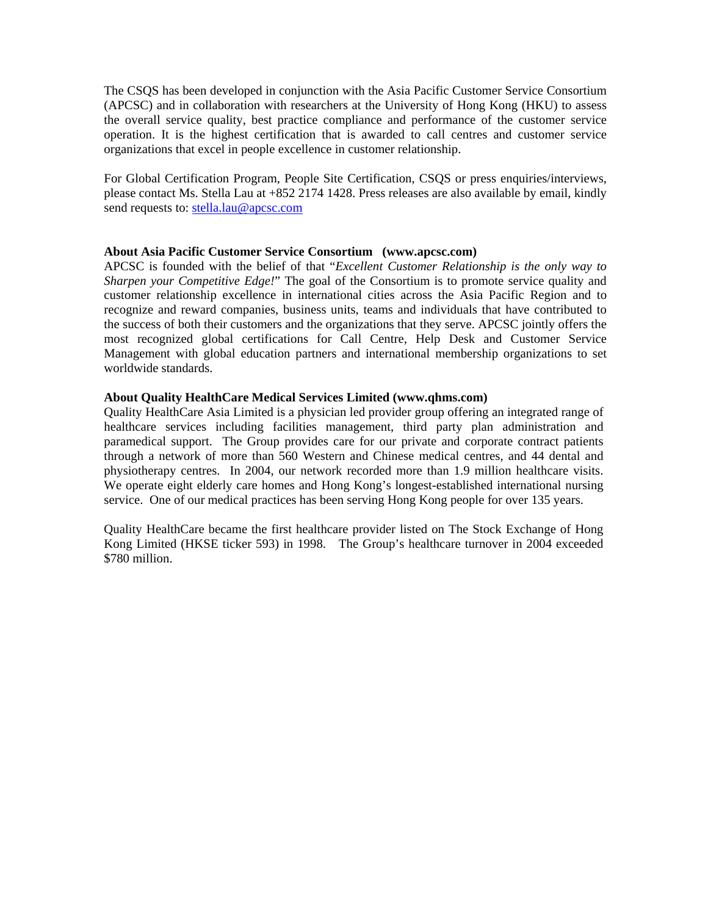The CSQS has been developed in conjunction with the Asia Pacific Customer Service Consortium (APCSC) and in collaboration with researchers at the University of Hong Kong (HKU) to assess the overall service quality, best practice compliance and performance of the customer service operation. It is the highest certification that is awarded to call centres and customer service organizations that excel in people excellence in customer relationship.

For Global Certification Program, People Site Certification, CSQS or press enquiries/interviews, please contact Ms. Stella Lau at +852 2174 1428. Press releases are also available by email, kindly send requests to: stella.lau@apcsc.com

**About Asia Pacific Customer Service Consortium (www.apcsc.com)**

APCSC is founded with the belief of that "*Excellent Customer Relationship is the only way to Sharpen your Competitive Edge!*" The goal of the Consortium is to promote service quality and customer relationship excellence in international cities across the Asia Pacific Region and to recognize and reward companies, business units, teams and individuals that have contributed to the success of both their customers and the organizations that they serve. APCSC jointly offers the most recognized global certifications for Call Centre, Help Desk and Customer Service Management with global education partners and international membership organizations to set worldwide standards.

**About Quality HealthCare Medical Services Limited (www.qhms.com)**

Quality HealthCare Asia Limited is a physician led provider group offering an integrated range of healthcare services including facilities management, third party plan administration and paramedical support. The Group provides care for our private and corporate contract patients through a network of more than 560 Western and Chinese medical centres, and 44 dental and physiotherapy centres. In 2004, our network recorded more than 1.9 million healthcare visits. We operate eight elderly care homes and Hong Kong's longest-established international nursing service. One of our medical practices has been serving Hong Kong people for over 135 years.

Quality HealthCare became the first healthcare provider listed on The Stock Exchange of Hong Kong Limited (HKSE ticker 593) in 1998. The Group's healthcare turnover in 2004 exceeded $780 million.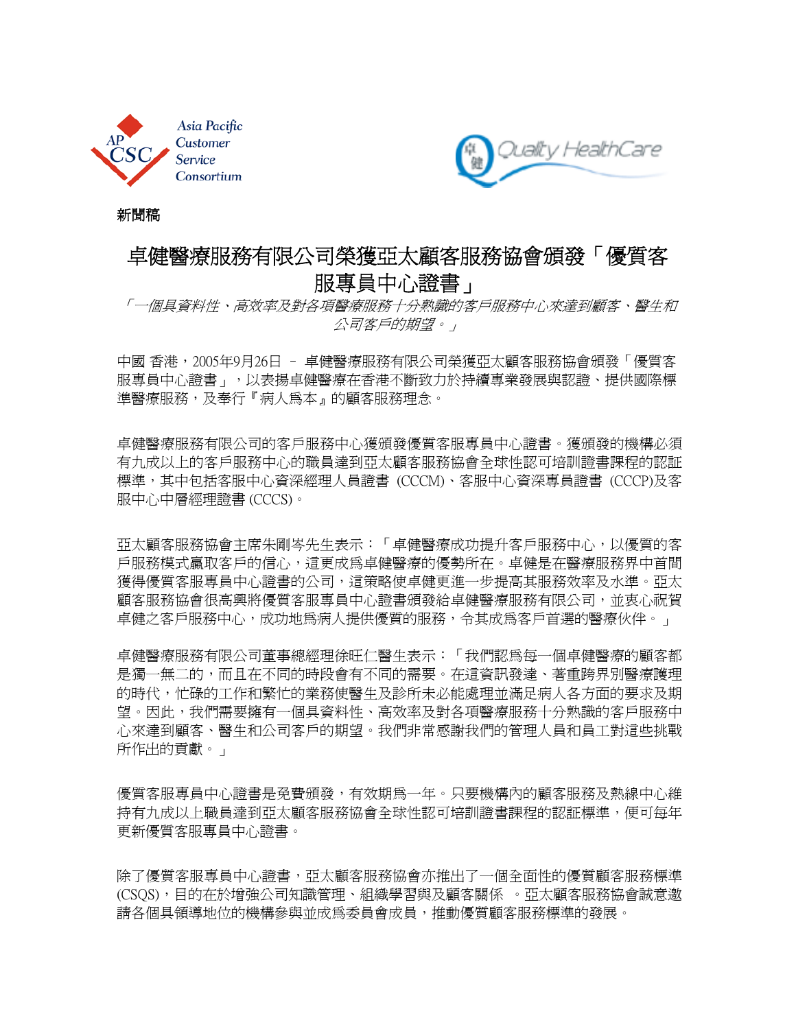Asia Pacific Customer Service Consortium

Quality HealthCare

**新聞稿**

# 卓健醫療服務有限公司榮獲亞太顧客服務協會頒發「優質客服專員中心證書」

*「一個具資料性、高效率及對各項醫療服務十分熟識的客戶服務中心來達到顧客、醫生和公司客戶的期望。」*

中國 香港，2005年9月26日 – 卓健醫療服務有限公司榮獲亞太顧客服務協會頒發「優質客服專員中心證書」，以表揚卓健醫療在香港不斷致力於持續專業發展與認證、提供國際標準醫療服務，及奉行『病人爲本』的顧客服務理念。

卓健醫療服務有限公司的客戶服務中心獲頒發優質客服專員中心證書。獲頒發的機構必須有九成以上的客戶服務中心的職員達到亞太顧客服務協會全球性認可培訓證書課程的認証標準，其中包括客服中心資深經理人員證書 (CCCM)、客服中心資深專員證書 (CCCP)及客服中心中層經理證書 (CCCS)。

亞太顧客服務協會主席朱剛岑先生表示：「卓健醫療成功提升客戶服務中心，以優質的客戶服務模式贏取客戶的信心，這更成爲卓健醫療的優勢所在。卓健是在醫療服務界中首間獲得優質客服專員中心證書的公司，這策略使卓健更進一步提高其服務效率及水準。亞太顧客服務協會很高興將優質客服專員中心證書頒發給卓健醫療服務有限公司，並衷心祝賀卓健之客戶服務中心，成功地爲病人提供優質的服務，令其成爲客戶首選的醫療伙伴。」

卓健醫療服務有限公司董事總經理徐旺仁醫生表示：「我們認爲每一個卓健醫療的顧客都是獨一無二的，而且在不同的時段會有不同的需要。在這資訊發達、著重跨界別醫療護理的時代，忙碌的工作和繁忙的業務使醫生及診所未必能處理並滿足病人各方面的要求及期望。因此，我們需要擁有一個具資料性、高效率及對各項醫療服務十分熟識的客戶服務中心來達到顧客、醫生和公司客戶的期望。我們非常感謝我們的管理人員和員工對這些挑戰所作出的貢獻。」

優質客服專員中心證書是免費頒發，有效期爲一年。只要機構內的顧客服務及熱線中心維持有九成以上職員達到亞太顧客服務協會全球性認可培訓證書課程的認証標準，便可每年更新優質客服專員中心證書。

除了優質客服專員中心證書，亞太顧客服務協會亦推出了一個全面性的優質顧客服務標準(CSQS)，目的在於增強公司知識管理、組織學習與及顧客關係 。亞太顧客服務協會誠意邀請各個具領導地位的機構參與並成爲委員會成員，推動優質顧客服務標準的發展。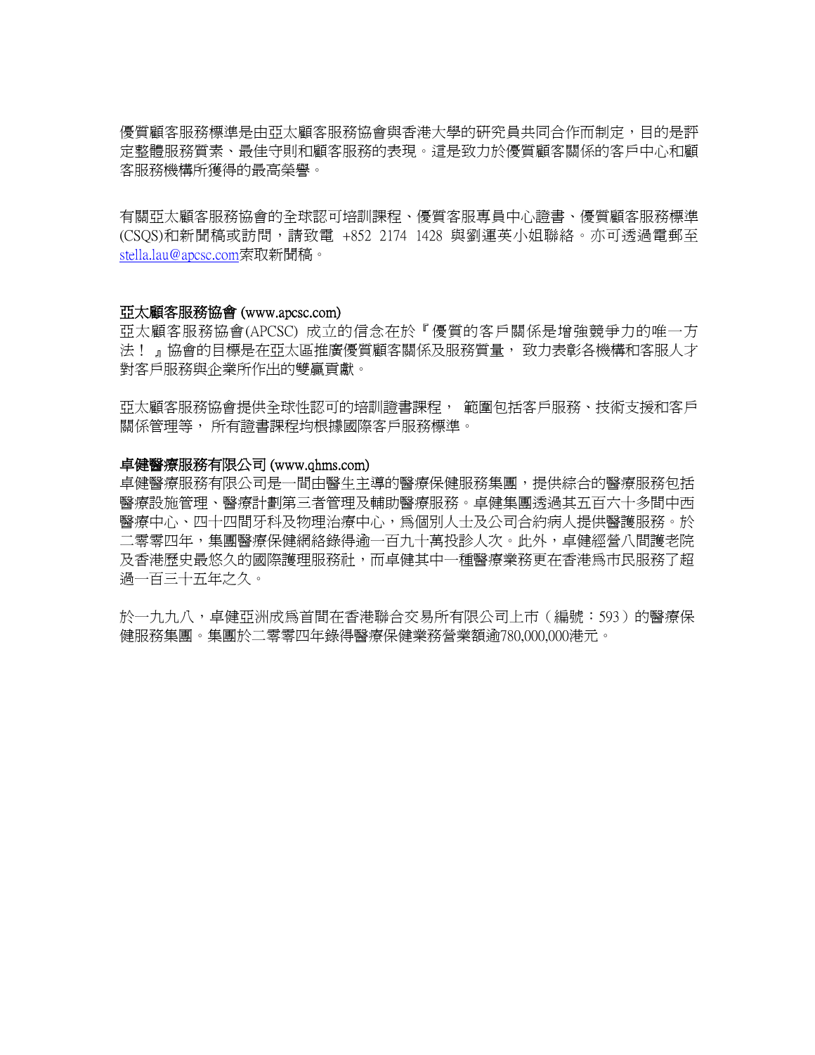優質顧客服務標準是由亞太顧客服務協會與香港大學的研究員共同合作而制定，目的是評定整體服務質素、最佳守則和顧客服務的表現。這是致力於優質顧客關係的客戶中心和顧客服務機構所獲得的最高榮譽。

有關亞太顧客服務協會的全球認可培訓課程、優質客服專員中心證書、優質顧客服務標準(CSQS)和新聞稿或訪問，請致電 +852 2174 1428 與劉運英小姐聯絡。亦可透過電郵至stella.lau@apcsc.com索取新聞稿。

**亞太顧客服務協會 (www.apcsc.com)**
亞太顧客服務協會(APCSC) 成立的信念在於『優質的客戶關係是增強競爭力的唯一方法！』協會的目標是在亞太區推廣優質顧客關係及服務質量， 致力表彰各機構和客服人才對客戶服務與企業所作出的雙贏貢獻。

亞太顧客服務協會提供全球性認可的培訓證書課程， 範圍包括客戶服務、技術支援和客戶關係管理等， 所有證書課程均根據國際客戶服務標準。

**卓健醫療服務有限公司 (www.qhms.com)**
卓健醫療服務有限公司是一間由醫生主導的醫療保健服務集團，提供綜合的醫療服務包括醫療設施管理、醫療計劃第三者管理及輔助醫療服務。卓健集團透過其五百六十多間中西醫療中心、四十四間牙科及物理治療中心，為個別人士及公司合約病人提供醫護服務。於二零零四年，集團醫療保健網絡錄得逾一百九十萬投診人次。此外，卓健經營八間護老院及香港歷史最悠久的國際護理服務社，而卓健其中一種醫療業務更在香港為市民服務了超過一百三十五年之久。

於一九九八，卓健亞洲成為首間在香港聯合交易所有限公司上市（編號：593）的醫療保健服務集團。集團於二零零四年錄得醫療保健業務營業額逾780,000,000港元。